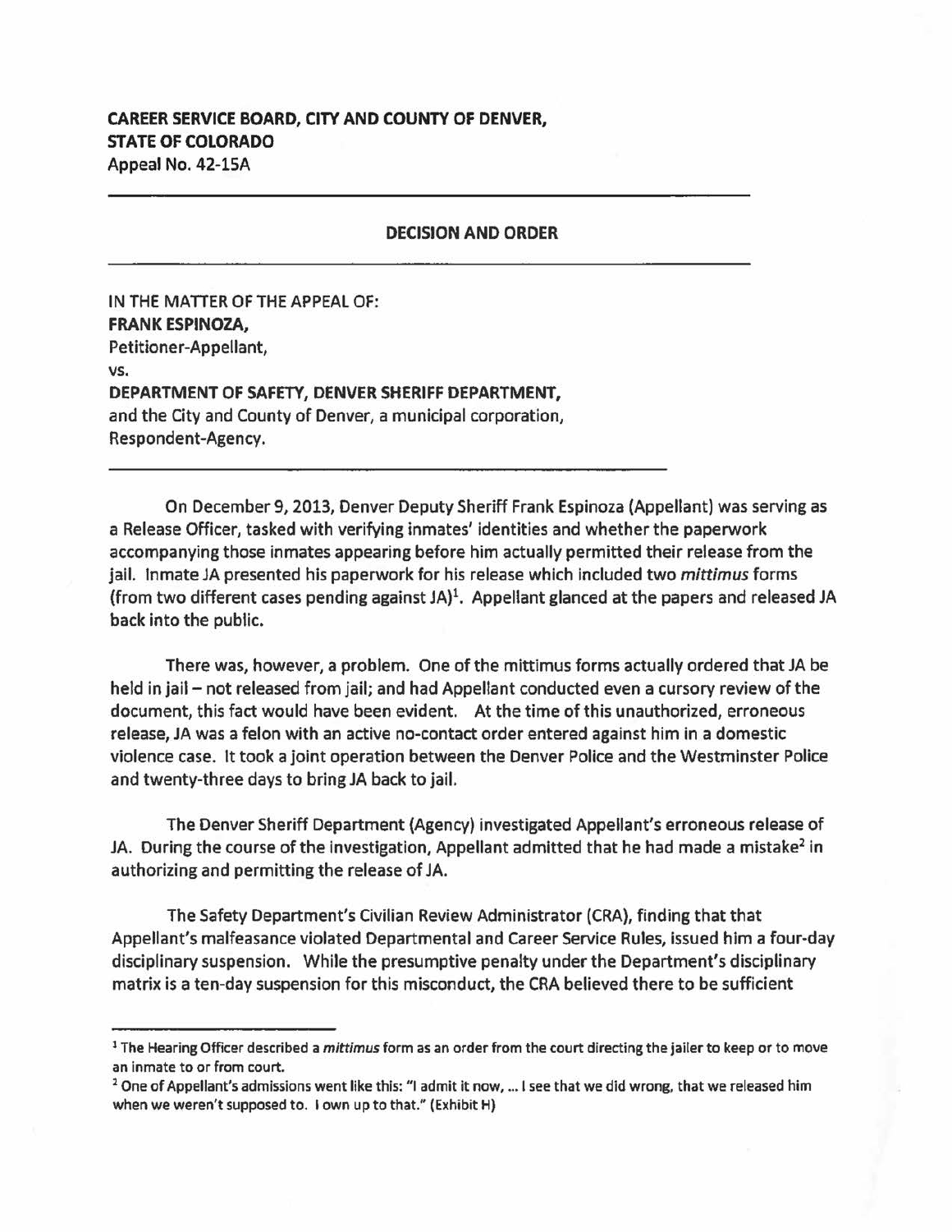**CAREER SERVICE BOARD, CITY AND COUNTY OF DENVER, STATE OF COLORADO**
Appeal No. 42-15A

---

## DECISION AND ORDER

---

IN THE MATTER OF THE APPEAL OF:
**FRANK ESPINOZA,**
Petitioner-Appellant,

vs.

**DEPARTMENT OF SAFETY, DENVER SHERIFF DEPARTMENT,**
and the City and County of Denver, a municipal corporation,
Respondent-Agency.

---

On December 9, 2013, Denver Deputy Sheriff Frank Espinoza (Appellant) was serving as a Release Officer, tasked with verifying inmates' identities and whether the paperwork accompanying those inmates appearing before him actually permitted their release from the jail. Inmate JA presented his paperwork for his release which included two *mittimus* forms (from two different cases pending against JA)[1]. Appellant glanced at the papers and released JA back into the public.

There was, however, a problem. One of the mittimus forms actually ordered that JA be held in jail – not released from jail; and had Appellant conducted even a cursory review of the document, this fact would have been evident. At the time of this unauthorized, erroneous release, JA was a felon with an active no-contact order entered against him in a domestic violence case. It took a joint operation between the Denver Police and the Westminster Police and twenty-three days to bring JA back to jail.

The Denver Sheriff Department (Agency) investigated Appellant's erroneous release of JA. During the course of the investigation, Appellant admitted that he had made a mistake[2] in authorizing and permitting the release of JA.

The Safety Department's Civilian Review Administrator (CRA), finding that that Appellant's malfeasance violated Departmental and Career Service Rules, issued him a four-day disciplinary suspension. While the presumptive penalty under the Department's disciplinary matrix is a ten-day suspension for this misconduct, the CRA believed there to be sufficient

---

[1] The Hearing Officer described a *mittimus* form as an order from the court directing the jailer to keep or to move an inmate to or from court.

[2] One of Appellant's admissions went like this: "I admit it now, ... I see that we did wrong, that we released him when we weren't supposed to. I own up to that." (Exhibit H)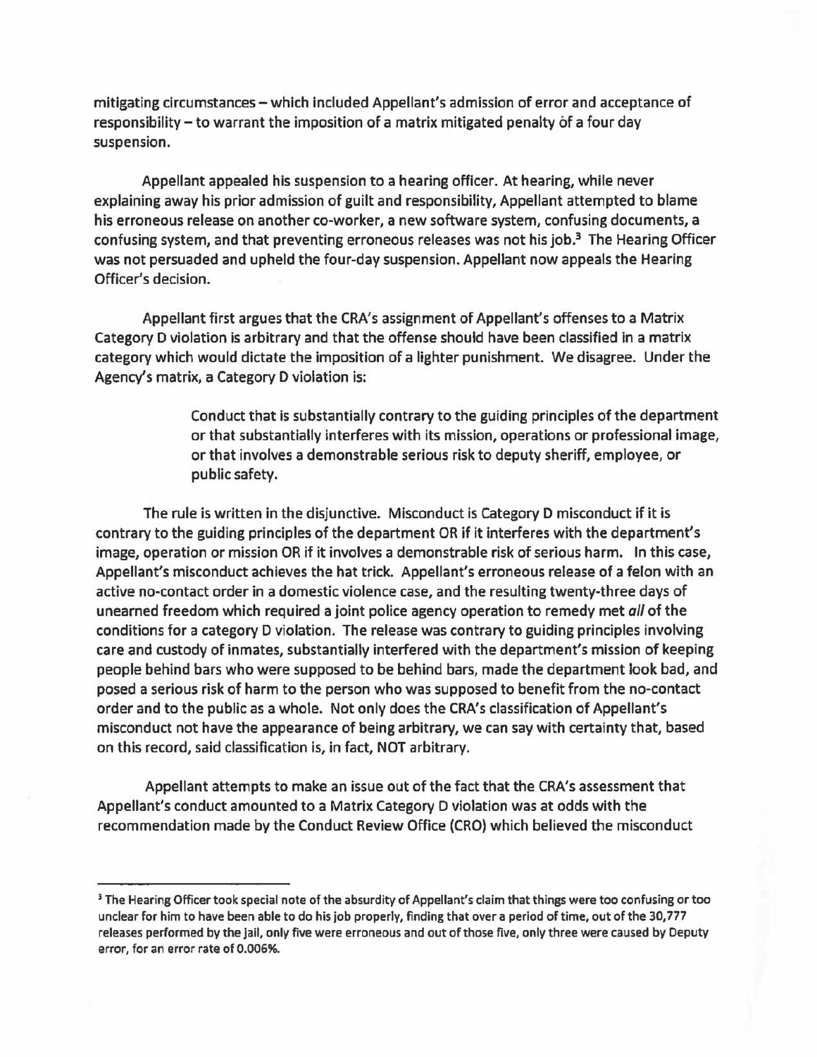mitigating circumstances – which included Appellant's admission of error and acceptance of responsibility – to warrant the imposition of a matrix mitigated penalty of a four day suspension.

Appellant appealed his suspension to a hearing officer. At hearing, while never explaining away his prior admission of guilt and responsibility, Appellant attempted to blame his erroneous release on another co-worker, a new software system, confusing documents, a confusing system, and that preventing erroneous releases was not his job.[3] The Hearing Officer was not persuaded and upheld the four-day suspension. Appellant now appeals the Hearing Officer's decision.

Appellant first argues that the CRA's assignment of Appellant's offenses to a Matrix Category D violation is arbitrary and that the offense should have been classified in a matrix category which would dictate the imposition of a lighter punishment. We disagree. Under the Agency's matrix, a Category D violation is:

> Conduct that is substantially contrary to the guiding principles of the department or that substantially interferes with its mission, operations or professional image, or that involves a demonstrable serious risk to deputy sheriff, employee, or public safety.

The rule is written in the disjunctive. Misconduct is Category D misconduct if it is contrary to the guiding principles of the department OR if it interferes with the department's image, operation or mission OR if it involves a demonstrable risk of serious harm. In this case, Appellant's misconduct achieves the hat trick. Appellant's erroneous release of a felon with an active no-contact order in a domestic violence case, and the resulting twenty-three days of unearned freedom which required a joint police agency operation to remedy met *all* of the conditions for a category D violation. The release was contrary to guiding principles involving care and custody of inmates, substantially interfered with the department's mission of keeping people behind bars who were supposed to be behind bars, made the department look bad, and posed a serious risk of harm to the person who was supposed to benefit from the no-contact order and to the public as a whole. Not only does the CRA's classification of Appellant's misconduct not have the appearance of being arbitrary, we can say with certainty that, based on this record, said classification is, in fact, NOT arbitrary.

Appellant attempts to make an issue out of the fact that the CRA's assessment that Appellant's conduct amounted to a Matrix Category D violation was at odds with the recommendation made by the Conduct Review Office (CRO) which believed the misconduct

---

[3] The Hearing Officer took special note of the absurdity of Appellant's claim that things were too confusing or too unclear for him to have been able to do his job properly, finding that over a period of time, out of the 30,777 releases performed by the jail, only five were erroneous and out of those five, only three were caused by Deputy error, for an error rate of 0.006%.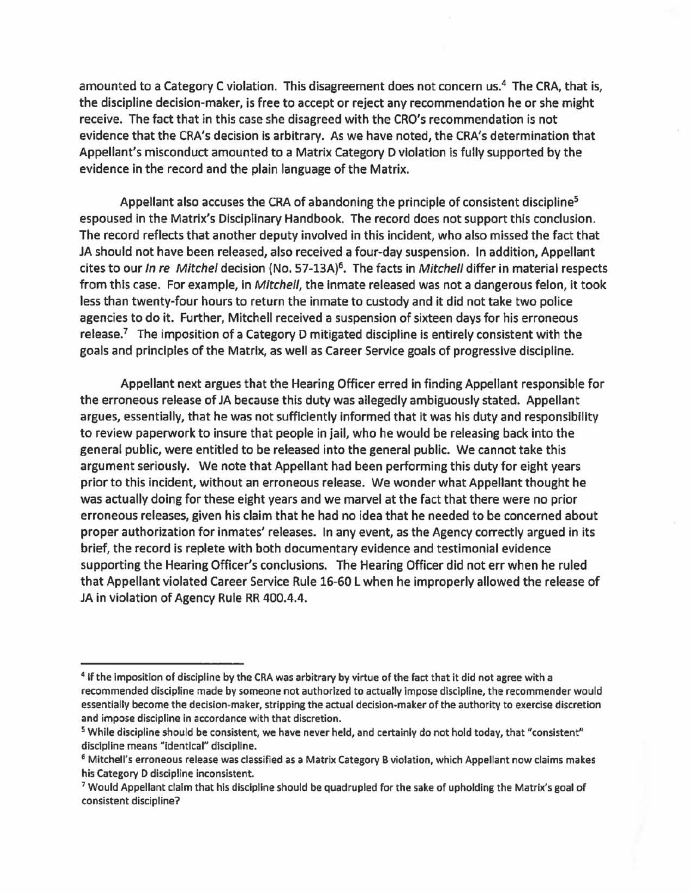amounted to a Category C violation. This disagreement does not concern us.[4] The CRA, that is, the discipline decision-maker, is free to accept or reject any recommendation he or she might receive. The fact that in this case she disagreed with the CRO's recommendation is not evidence that the CRA's decision is arbitrary. As we have noted, the CRA's determination that Appellant's misconduct amounted to a Matrix Category D violation is fully supported by the evidence in the record and the plain language of the Matrix.

Appellant also accuses the CRA of abandoning the principle of consistent discipline[5] espoused in the Matrix's Disciplinary Handbook. The record does not support this conclusion. The record reflects that another deputy involved in this incident, who also missed the fact that JA should not have been released, also received a four-day suspension. In addition, Appellant cites to our *In re Mitchel* decision (No. 57-13A)[6]. The facts in *Mitchell* differ in material respects from this case. For example, in *Mitchell*, the inmate released was not a dangerous felon, it took less than twenty-four hours to return the inmate to custody and it did not take two police agencies to do it. Further, Mitchell received a suspension of sixteen days for his erroneous release.[7] The imposition of a Category D mitigated discipline is entirely consistent with the goals and principles of the Matrix, as well as Career Service goals of progressive discipline.

Appellant next argues that the Hearing Officer erred in finding Appellant responsible for the erroneous release of JA because this duty was allegedly ambiguously stated. Appellant argues, essentially, that he was not sufficiently informed that it was his duty and responsibility to review paperwork to insure that people in jail, who he would be releasing back into the general public, were entitled to be released into the general public. We cannot take this argument seriously. We note that Appellant had been performing this duty for eight years prior to this incident, without an erroneous release. We wonder what Appellant thought he was actually doing for these eight years and we marvel at the fact that there were no prior erroneous releases, given his claim that he had no idea that he needed to be concerned about proper authorization for inmates' releases. In any event, as the Agency correctly argued in its brief, the record is replete with both documentary evidence and testimonial evidence supporting the Hearing Officer's conclusions. The Hearing Officer did not err when he ruled that Appellant violated Career Service Rule 16-60 L when he improperly allowed the release of JA in violation of Agency Rule RR 400.4.4.

---

[4] If the imposition of discipline by the CRA was arbitrary by virtue of the fact that it did not agree with a recommended discipline made by someone not authorized to actually impose discipline, the recommender would essentially become the decision-maker, stripping the actual decision-maker of the authority to exercise discretion and impose discipline in accordance with that discretion.

[5] While discipline should be consistent, we have never held, and certainly do not hold today, that "consistent" discipline means "identical" discipline.

[6] Mitchell's erroneous release was classified as a Matrix Category B violation, which Appellant now claims makes his Category D discipline inconsistent.

[7] Would Appellant claim that his discipline should be quadrupled for the sake of upholding the Matrix's goal of consistent discipline?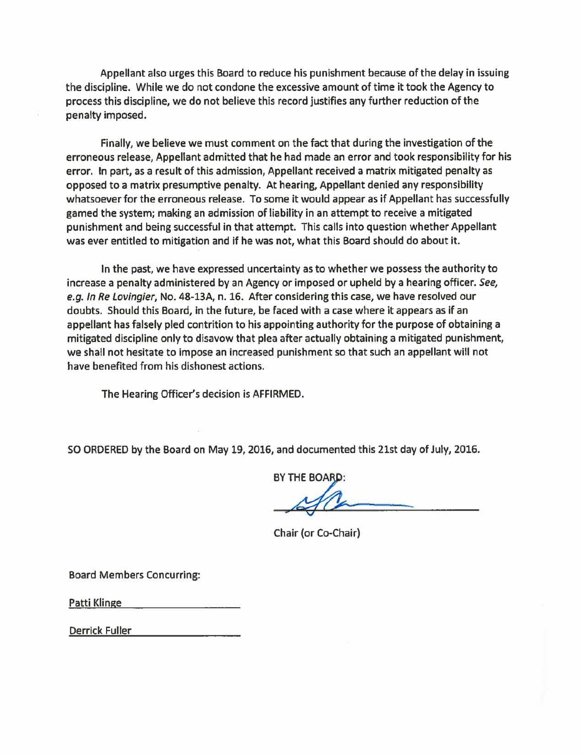Appellant also urges this Board to reduce his punishment because of the delay in issuing the discipline. While we do not condone the excessive amount of time it took the Agency to process this discipline, we do not believe this record justifies any further reduction of the penalty imposed.

Finally, we believe we must comment on the fact that during the investigation of the erroneous release, Appellant admitted that he had made an error and took responsibility for his error. In part, as a result of this admission, Appellant received a matrix mitigated penalty as opposed to a matrix presumptive penalty. At hearing, Appellant denied any responsibility whatsoever for the erroneous release. To some it would appear as if Appellant has successfully gamed the system; making an admission of liability in an attempt to receive a mitigated punishment and being successful in that attempt. This calls into question whether Appellant was ever entitled to mitigation and if he was not, what this Board should do about it.

In the past, we have expressed uncertainty as to whether we possess the authority to increase a penalty administered by an Agency or imposed or upheld by a hearing officer. *See, e.g. In Re Lovingier*, No. 48-13A, n. 16. After considering this case, we have resolved our doubts. Should this Board, in the future, be faced with a case where it appears as if an appellant has falsely pled contrition to his appointing authority for the purpose of obtaining a mitigated discipline only to disavow that plea after actually obtaining a mitigated punishment, we shall not hesitate to impose an increased punishment so that such an appellant will not have benefited from his dishonest actions.

The Hearing Officer's decision is AFFIRMED.

SO ORDERED by the Board on May 19, 2016, and documented this 21st day of July, 2016.

BY THE BOARD:

Chair (or Co-Chair)

Board Members Concurring:

Patti Klinge

Derrick Fuller